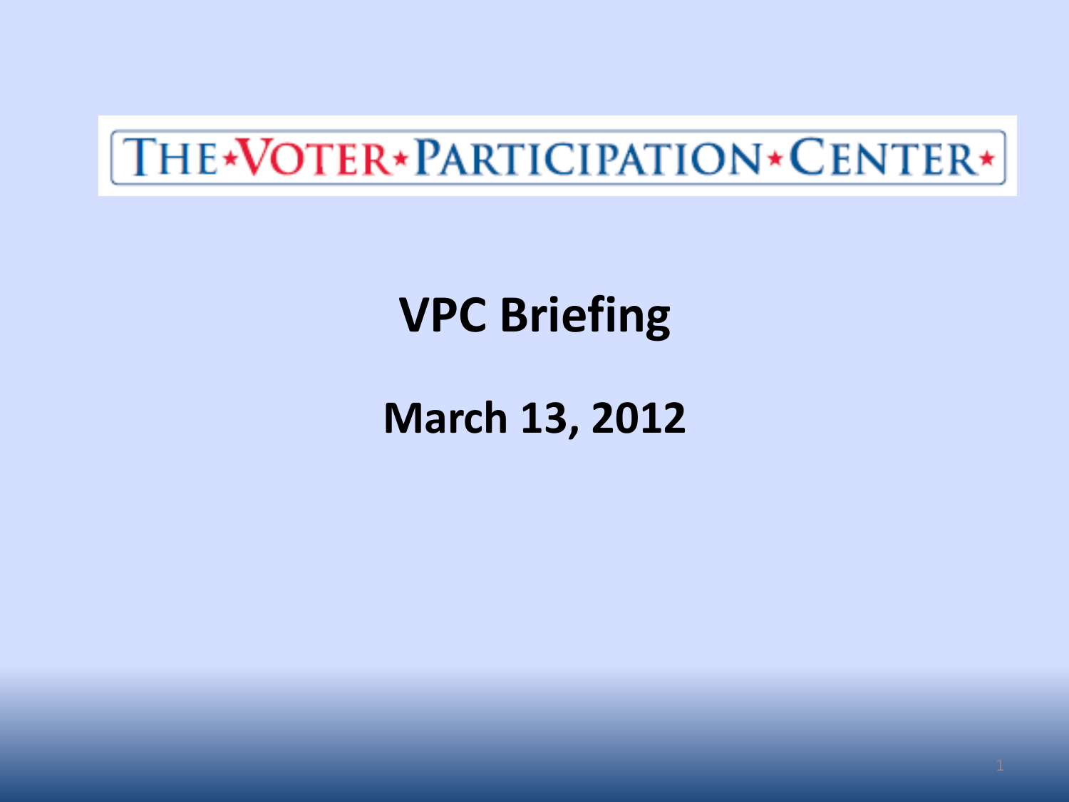THE★VOTER★PARTICIPATION★CENTER★

# VPC Briefing

## March 13, 2012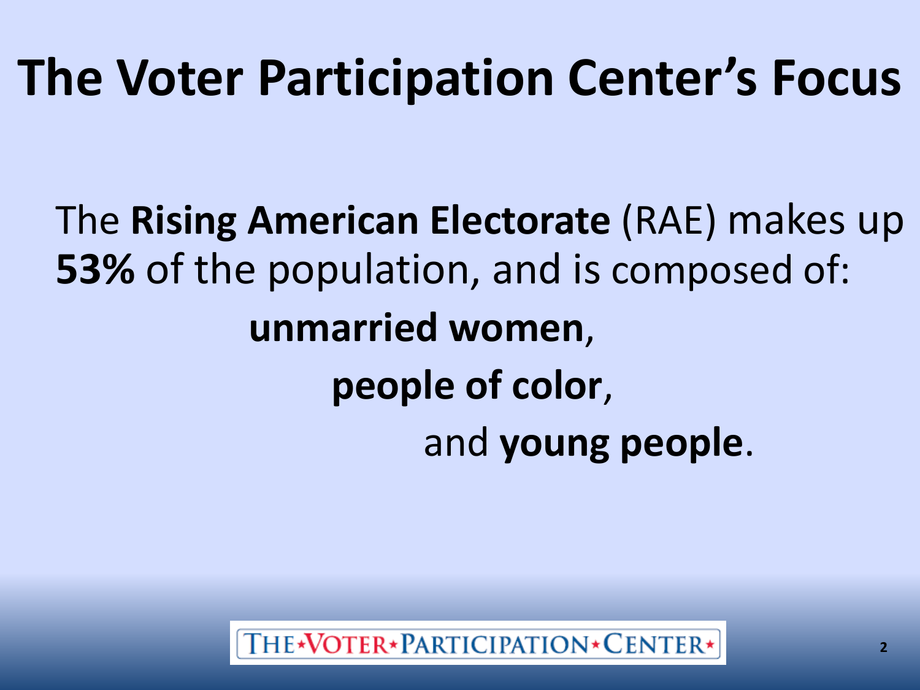# The Voter Participation Center's Focus

The **Rising American Electorate** (RAE) makes up **53%** of the population, and is composed of:

**unmarried women**,

**people of color**,

and **young people**.

THE★VOTER★PARTICIPATION★CENTER★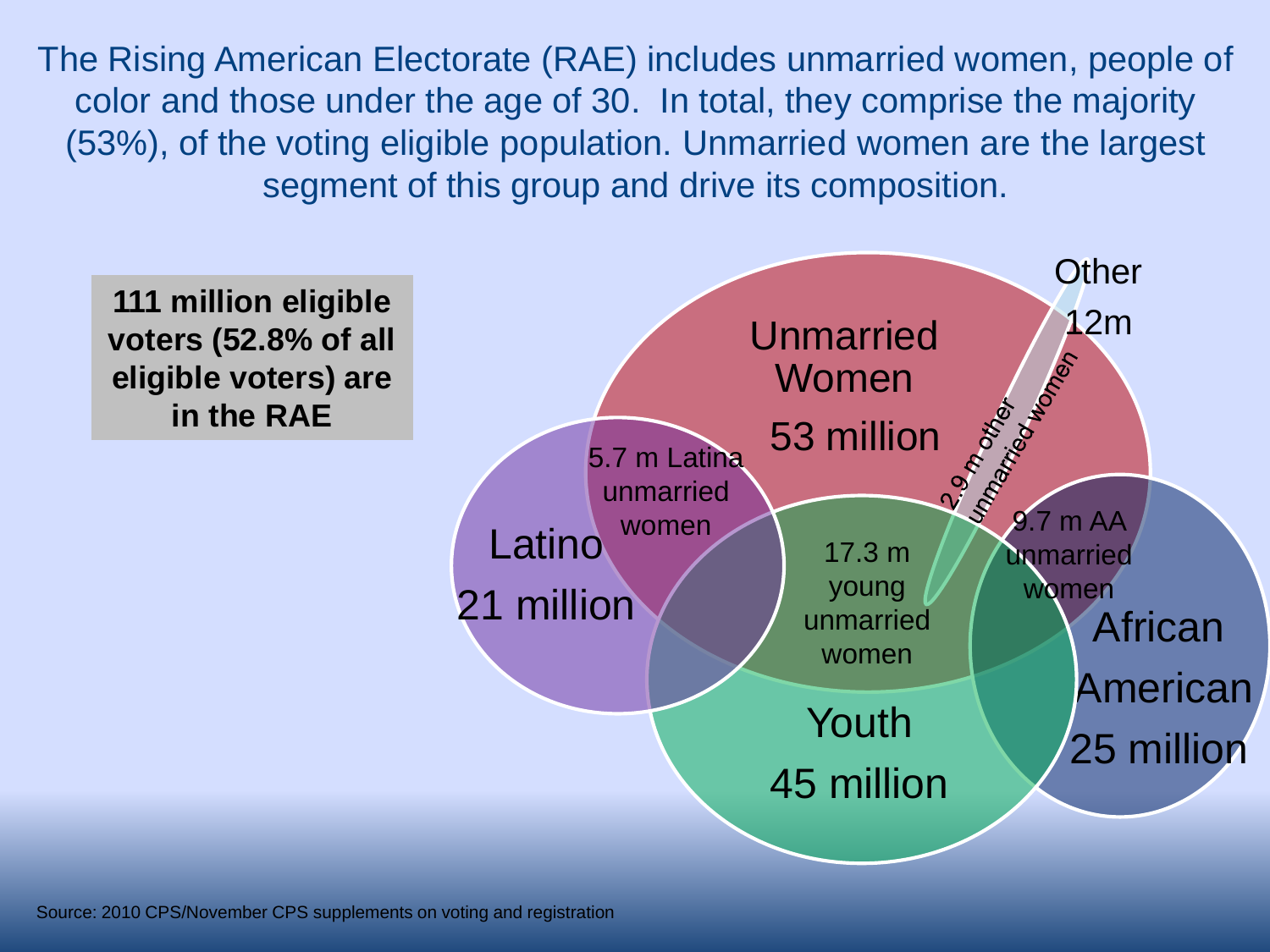The Rising American Electorate (RAE) includes unmarried women, people of color and those under the age of 30. In total, they comprise the majority (53%), of the voting eligible population. Unmarried women are the largest segment of this group and drive its composition.

**111 million eligible voters (52.8% of all eligible voters) are in the RAE**

Unmarried Women 53 million

Latino 21 million

Youth 45 million

African American 25 million

Other 12m

5.7 m Latina unmarried women

17.3 m young unmarried women

9.7 m AA unmarried women

2.9 m other unmarried women

Source: 2010 CPS/November CPS supplements on voting and registration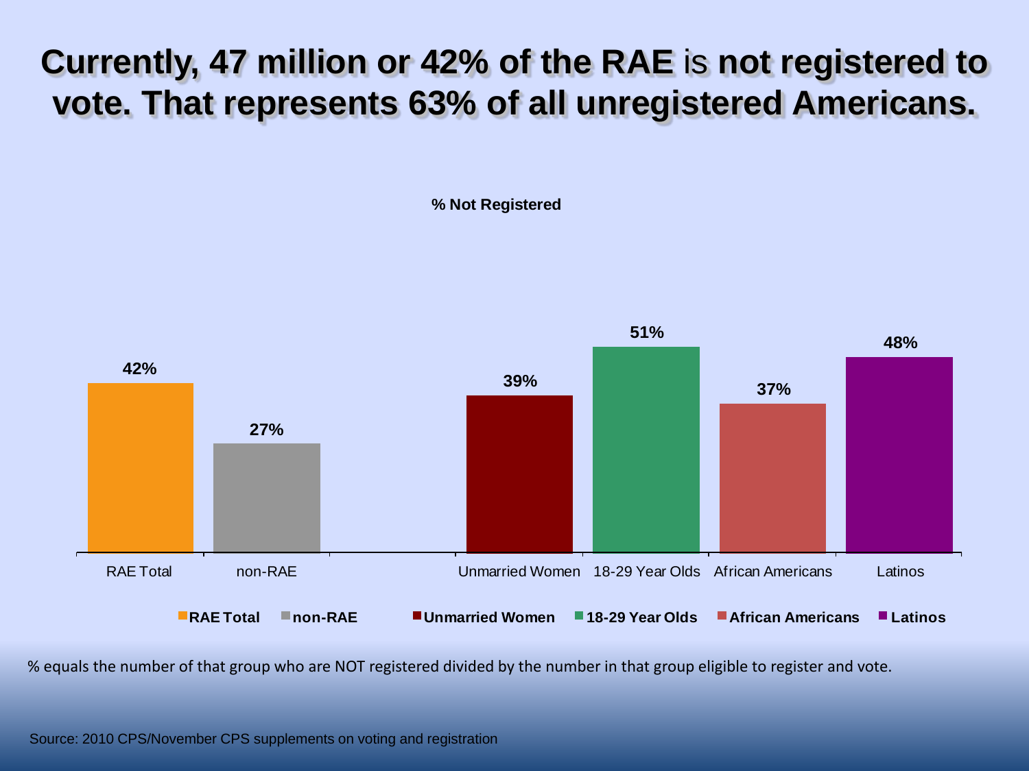# Currently, 47 million or 42% of the RAE is not registered to vote. That represents 63% of all unregistered Americans.

**% Not Registered**

| Group | % Not Registered |
|---|---|
| RAE Total | 42% |
| non-RAE | 27% |
| Unmarried Women | 39% |
| 18-29 Year Olds | 51% |
| African Americans | 37% |
| Latinos | 48% |

% equals the number of that group who are NOT registered divided by the number in that group eligible to register and vote.

Source: 2010 CPS/November CPS supplements on voting and registration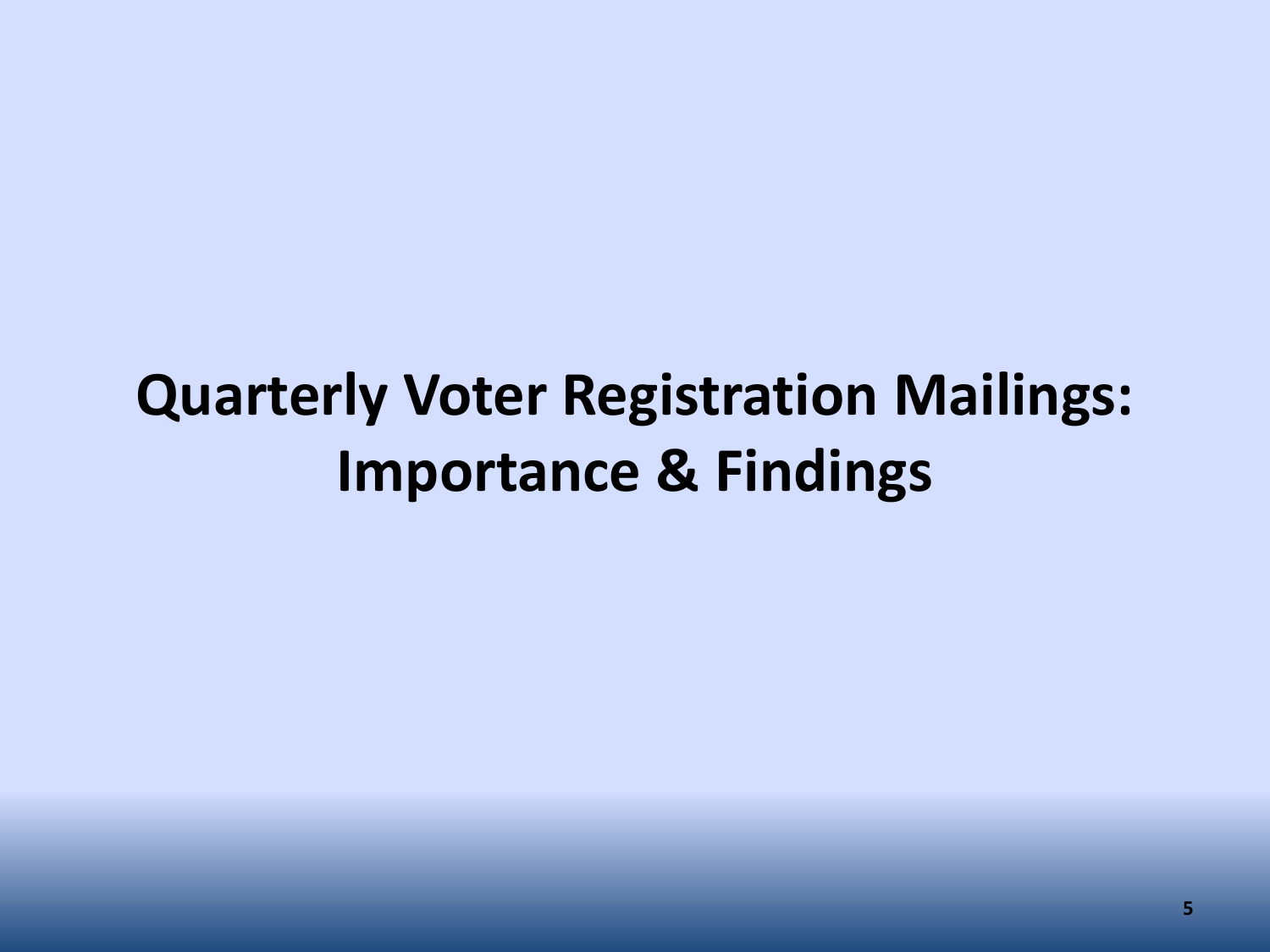# Quarterly Voter Registration Mailings: Importance & Findings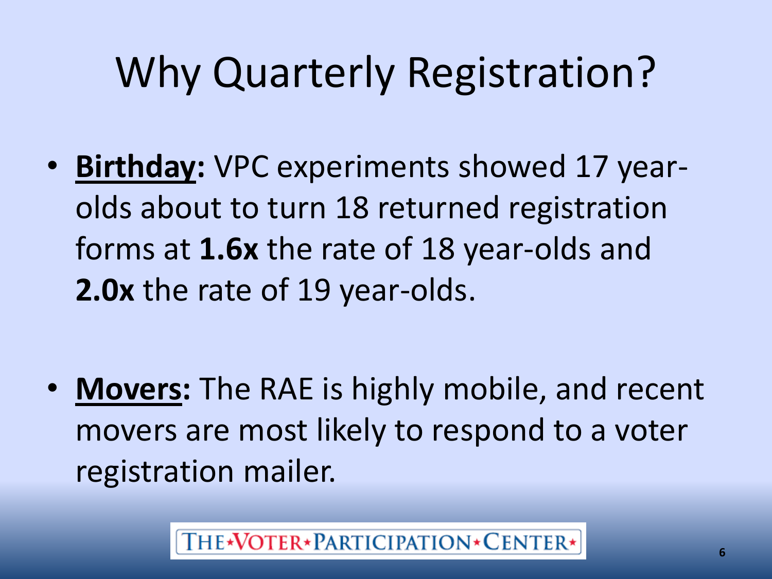# Why Quarterly Registration?

- **Birthday:** VPC experiments showed 17 year-olds about to turn 18 returned registration forms at **1.6x** the rate of 18 year-olds and **2.0x** the rate of 19 year-olds.

- **Movers:** The RAE is highly mobile, and recent movers are most likely to respond to a voter registration mailer.

THE★VOTER★PARTICIPATION★CENTER★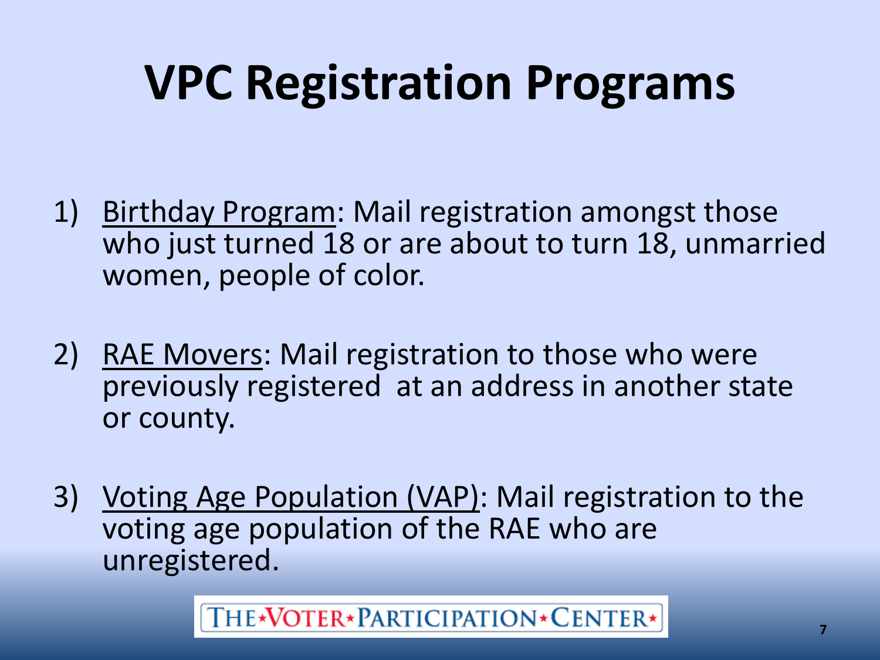# VPC Registration Programs

1) Birthday Program: Mail registration amongst those who just turned 18 or are about to turn 18, unmarried women, people of color.

2) RAE Movers: Mail registration to those who were previously registered at an address in another state or county.

3) Voting Age Population (VAP): Mail registration to the voting age population of the RAE who are unregistered.

THE★VOTER★PARTICIPATION★CENTER★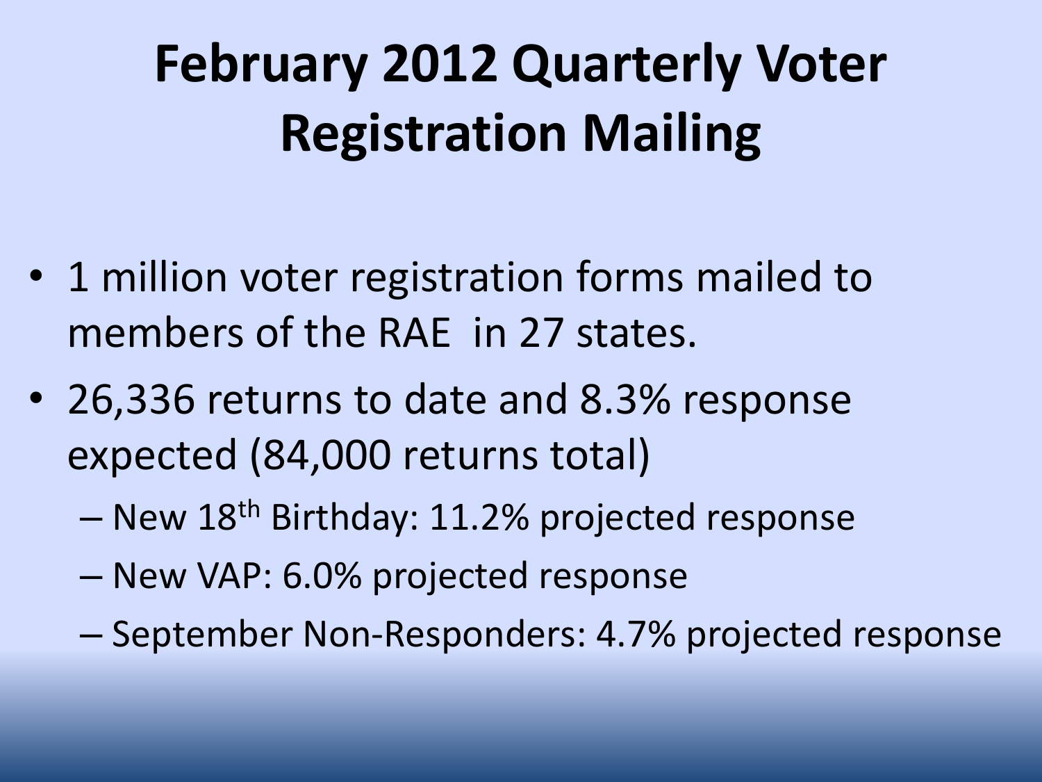# February 2012 Quarterly Voter Registration Mailing

- 1 million voter registration forms mailed to members of the RAE in 27 states.
- 26,336 returns to date and 8.3% response expected (84,000 returns total)
  - New 18th Birthday: 11.2% projected response
  - New VAP: 6.0% projected response
  - September Non-Responders: 4.7% projected response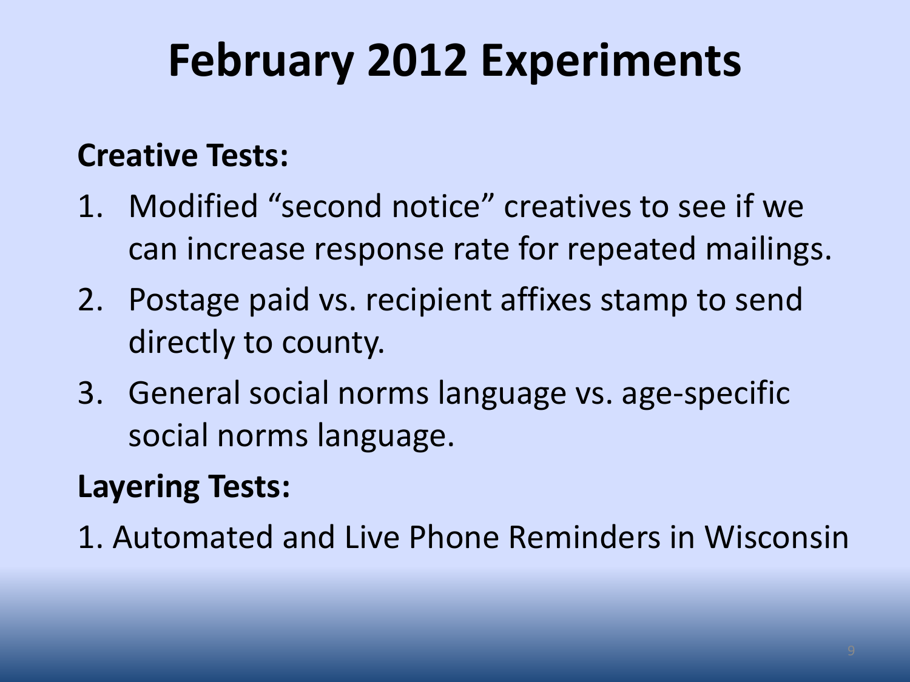# February 2012 Experiments

**Creative Tests:**

1. Modified "second notice" creatives to see if we can increase response rate for repeated mailings.
2. Postage paid vs. recipient affixes stamp to send directly to county.
3. General social norms language vs. age-specific social norms language.

**Layering Tests:**

1. Automated and Live Phone Reminders in Wisconsin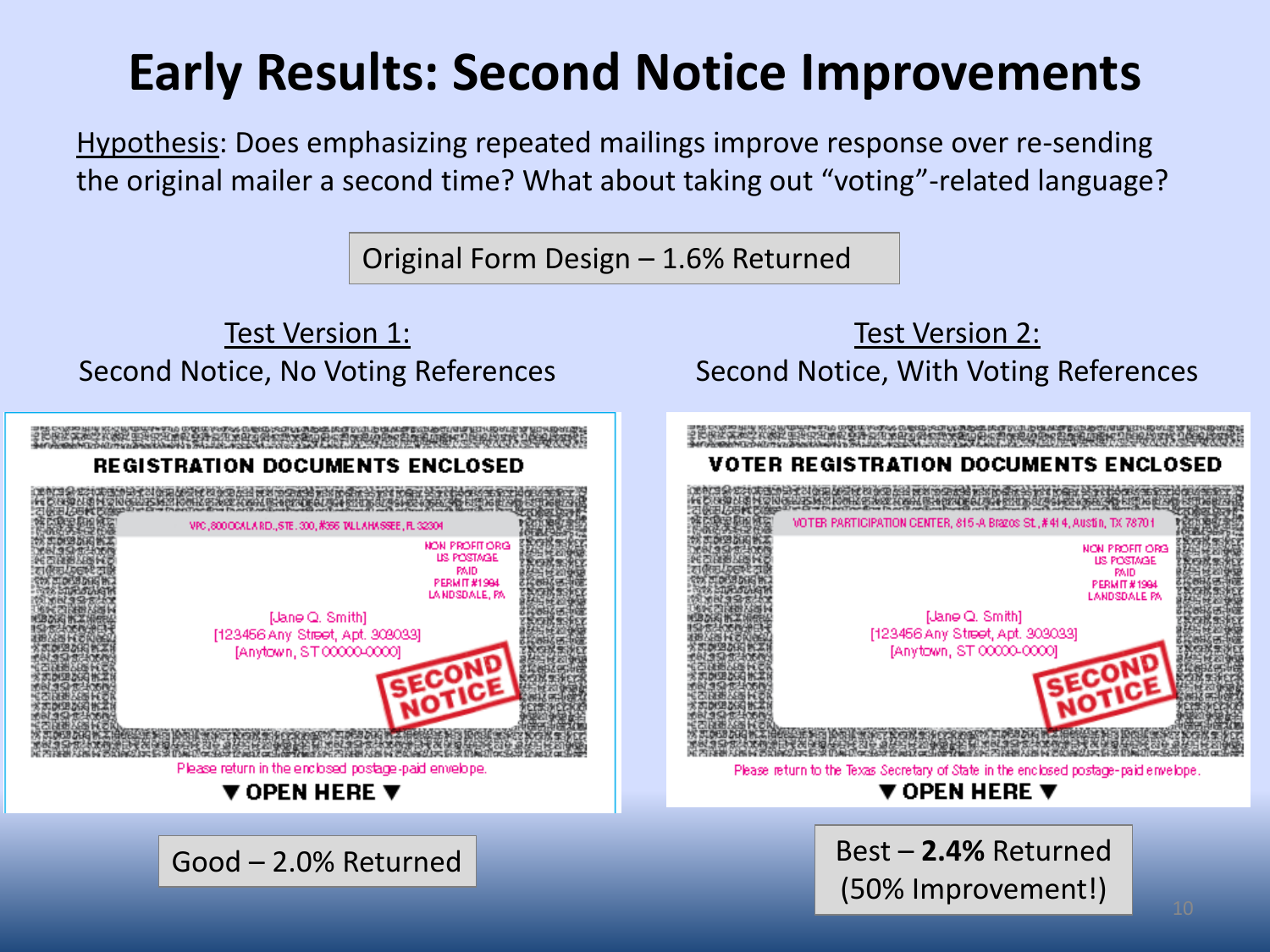# Early Results: Second Notice Improvements

Hypothesis: Does emphasizing repeated mailings improve response over re-sending the original mailer a second time? What about taking out "voting"-related language?

Original Form Design – 1.6% Returned

Test Version 1:
Second Notice, No Voting References

REGISTRATION DOCUMENTS ENCLOSED

VPC, 3000 OCALA RD., STE. 300, #356 TALLAHASSEE, FL 32304

NON PROFIT ORG
US POSTAGE
PAID
PERMIT #1994
LANDSDALE, PA

[Jane Q. Smith]
[123456 Any Street, Apt. 309033]
[Anytown, ST 00000-0000]

SECOND NOTICE

Please return in the enclosed postage-paid envelope.

▼ OPEN HERE ▼

Good – 2.0% Returned

Test Version 2:
Second Notice, With Voting References

VOTER REGISTRATION DOCUMENTS ENCLOSED

VOTER PARTICIPATION CENTER, 815-A Brazos St., #414, Austin, TX 78701

NON PROFIT ORG
US POSTAGE
PAID
PERMIT #1994
LANDSDALE PA

[Jane Q. Smith]
[123456 Any Street, Apt. 309033]
[Anytown, ST 00000-0000]

SECOND NOTICE

Please return to the Texas Secretary of State in the enclosed postage-paid envelope.

▼ OPEN HERE ▼

Best – **2.4%** Returned
(50% Improvement!)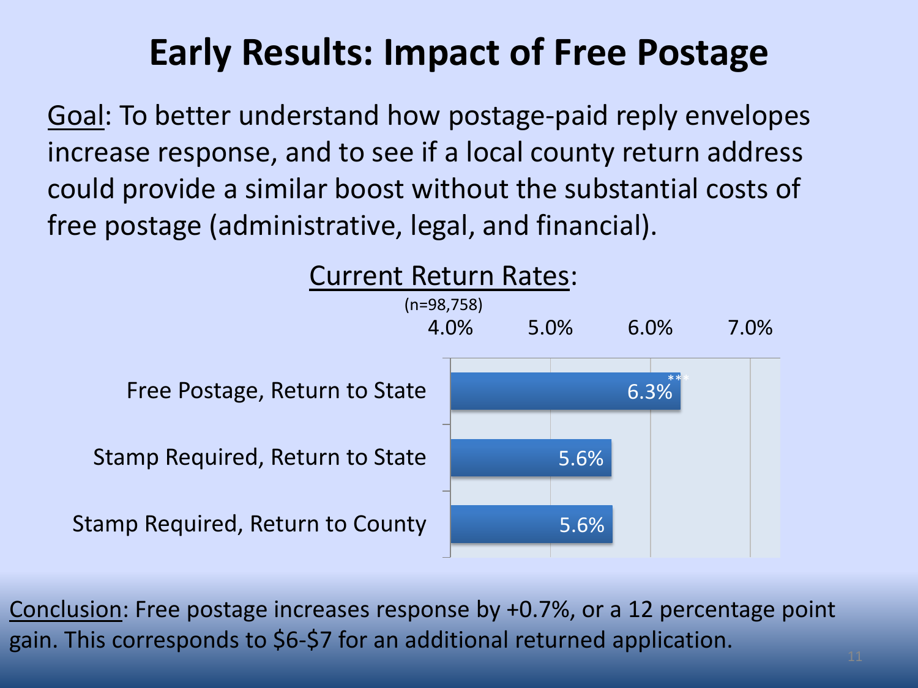# Early Results: Impact of Free Postage

Goal: To better understand how postage-paid reply envelopes increase response, and to see if a local county return address could provide a similar boost without the substantial costs of free postage (administrative, legal, and financial).

Current Return Rates:

(n=98,758)

| Condition | Return Rate |
| --- | --- |
| Free Postage, Return to State | 6.3%*** |
| Stamp Required, Return to State | 5.6% |
| Stamp Required, Return to County | 5.6% |

Conclusion: Free postage increases response by +0.7%, or a 12 percentage point gain. This corresponds to $6-$7 for an additional returned application.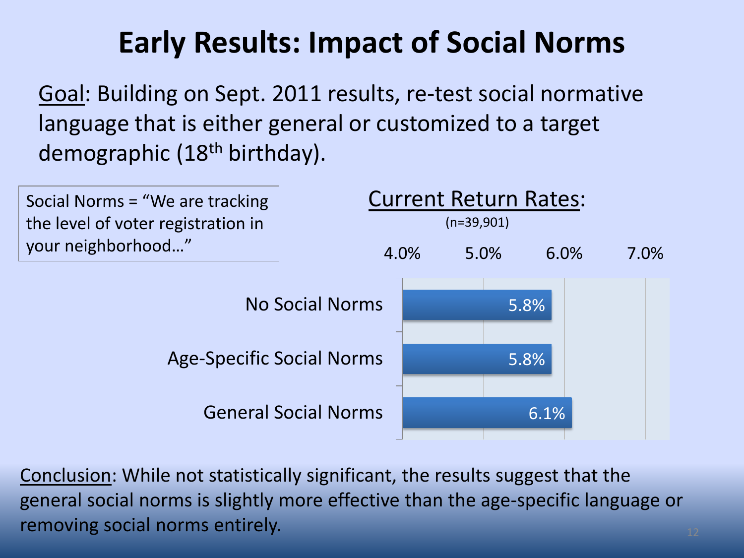# Early Results: Impact of Social Norms

Goal: Building on Sept. 2011 results, re-test social normative language that is either general or customized to a target demographic (18th birthday).

Social Norms = "We are tracking the level of voter registration in your neighborhood…"

Current Return Rates:

(n=39,901)

| | Return Rate |
|---|---|
| No Social Norms | 5.8% |
| Age-Specific Social Norms | 5.8% |
| General Social Norms | 6.1% |

Conclusion: While not statistically significant, the results suggest that the general social norms is slightly more effective than the age-specific language or removing social norms entirely.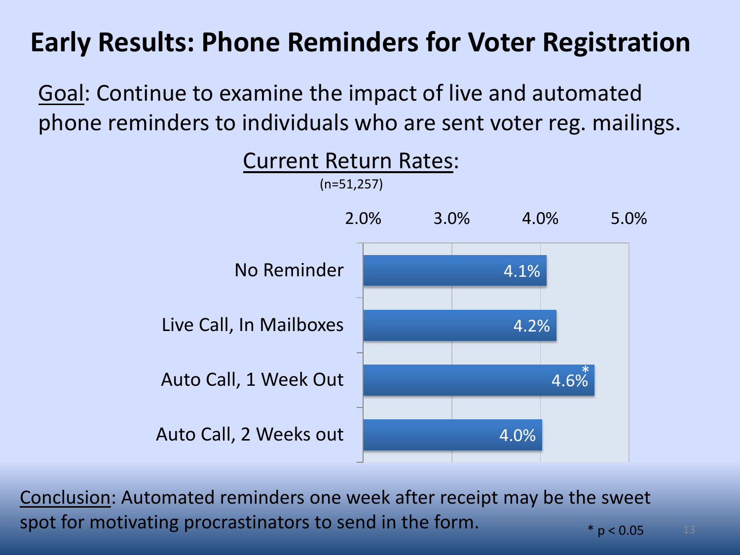# Early Results: Phone Reminders for Voter Registration

Goal: Continue to examine the impact of live and automated phone reminders to individuals who are sent voter reg. mailings.

Current Return Rates:
(n=51,257)

| Condition | Return Rate |
| --- | --- |
| No Reminder | 4.1% |
| Live Call, In Mailboxes | 4.2% |
| Auto Call, 1 Week Out | 4.6%* |
| Auto Call, 2 Weeks out | 4.0% |

Conclusion: Automated reminders one week after receipt may be the sweet spot for motivating procrastinators to send in the form.

* $p < 0.05$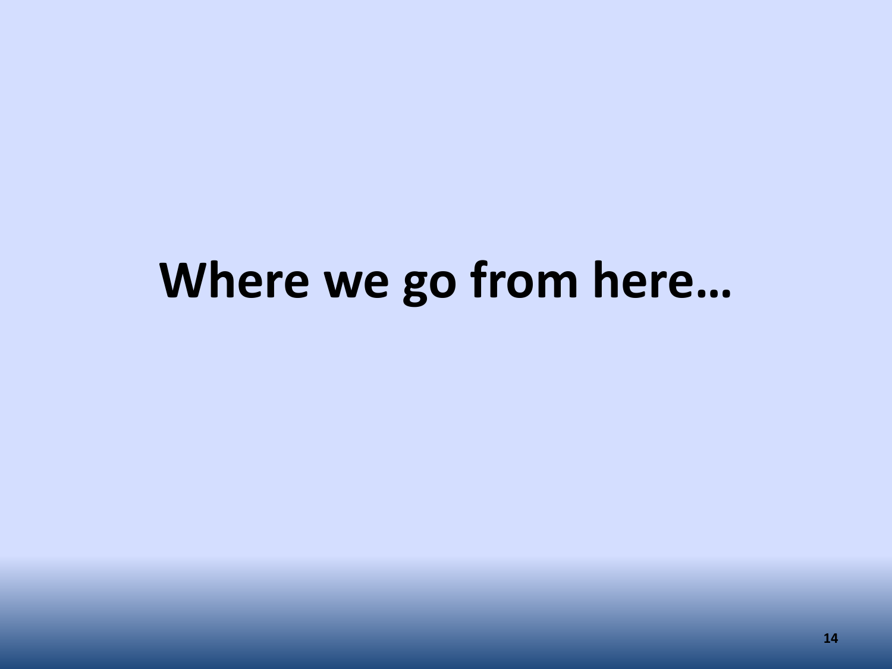# Where we go from here…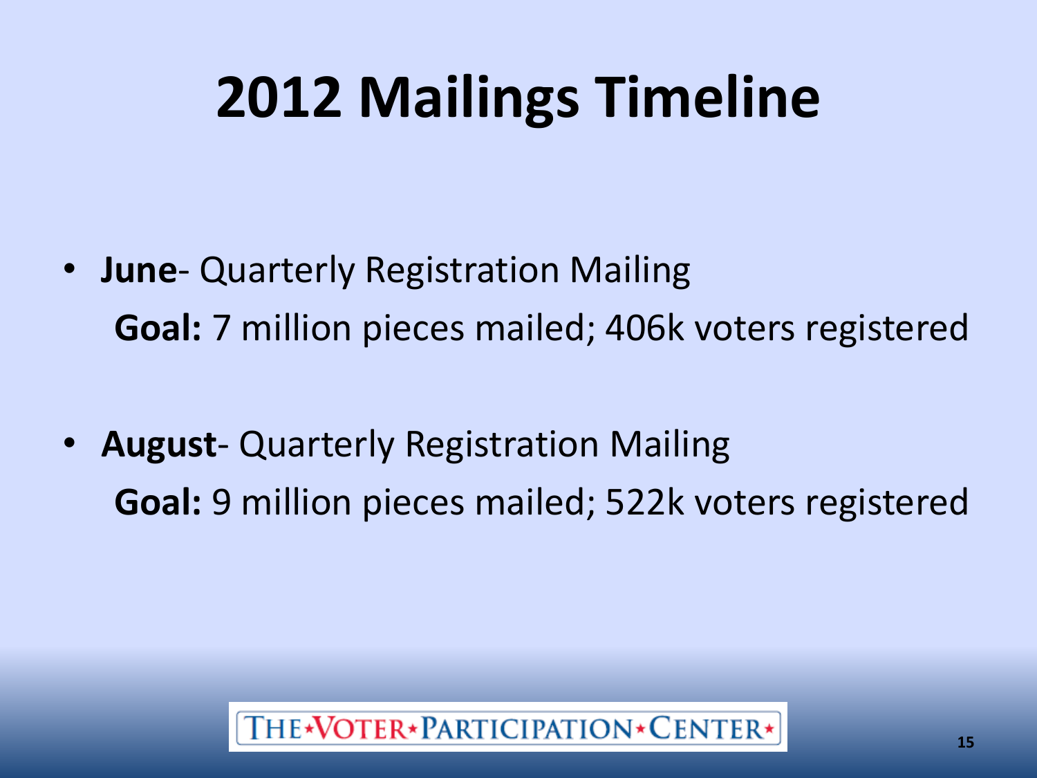# 2012 Mailings Timeline

- **June**- Quarterly Registration Mailing

  **Goal:** 7 million pieces mailed; 406k voters registered

- **August**- Quarterly Registration Mailing

  **Goal:** 9 million pieces mailed; 522k voters registered

THE★VOTER★PARTICIPATION★CENTER★